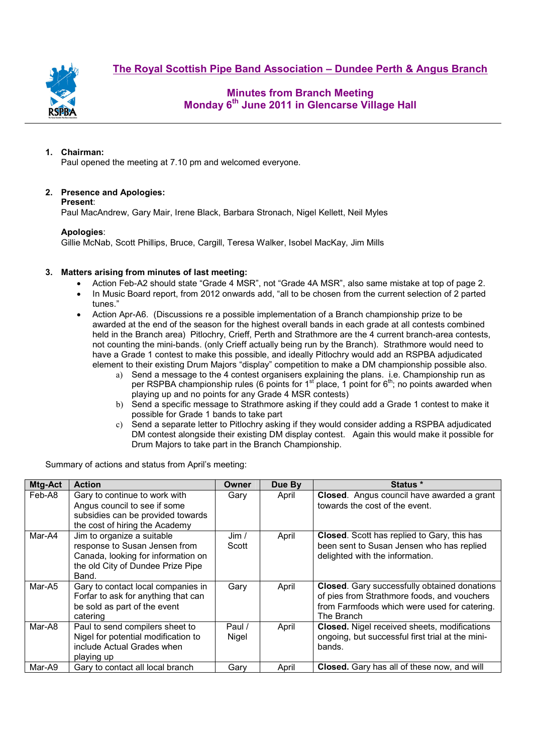# The Royal Scottish Pipe Band Association – Dundee Perth & Angus Branch

## Minutes from Branch Meeting
## Monday 6th June 2011 in Glencarse Village Hall

1. **Chairman:**
   Paul opened the meeting at 7.10 pm and welcomed everyone.

2. **Presence and Apologies:**
   **Present**:
   Paul MacAndrew, Gary Mair, Irene Black, Barbara Stronach, Nigel Kellett, Neil Myles

   **Apologies**:
   Gillie McNab, Scott Phillips, Bruce, Cargill, Teresa Walker, Isobel MacKay, Jim Mills

3. **Matters arising from minutes of last meeting:**
   - Action Feb-A2 should state "Grade 4 MSR", not "Grade 4A MSR", also same mistake at top of page 2.
   - In Music Board report, from 2012 onwards add, "all to be chosen from the current selection of 2 parted tunes."
   - Action Apr-A6. (Discussions re a possible implementation of a Branch championship prize to be awarded at the end of the season for the highest overall bands in each grade at all contests combined held in the Branch area) Pitlochry, Crieff, Perth and Strathmore are the 4 current branch-area contests, not counting the mini-bands. (only Crieff actually being run by the Branch). Strathmore would need to have a Grade 1 contest to make this possible, and ideally Pitlochry would add an RSPBA adjudicated element to their existing Drum Majors "display" competition to make a DM championship possible also.
     a) Send a message to the 4 contest organisers explaining the plans. i.e. Championship run as per RSPBA championship rules (6 points for 1st place, 1 point for 6th; no points awarded when playing up and no points for any Grade 4 MSR contests)
     b) Send a specific message to Strathmore asking if they could add a Grade 1 contest to make it possible for Grade 1 bands to take part
     c) Send a separate letter to Pitlochry asking if they would consider adding a RSPBA adjudicated DM contest alongside their existing DM display contest. Again this would make it possible for Drum Majors to take part in the Branch Championship.

Summary of actions and status from April's meeting:

| Mtg-Act | Action | Owner | Due By | Status * |
|---|---|---|---|---|
| Feb-A8 | Gary to continue to work with Angus council to see if some subsidies can be provided towards the cost of hiring the Academy | Gary | April | **Closed**. Angus council have awarded a grant towards the cost of the event. |
| Mar-A4 | Jim to organize a suitable response to Susan Jensen from Canada, looking for information on the old City of Dundee Prize Pipe Band. | Jim / Scott | April | **Closed**. Scott has replied to Gary, this has been sent to Susan Jensen who has replied delighted with the information. |
| Mar-A5 | Gary to contact local companies in Forfar to ask for anything that can be sold as part of the event catering | Gary | April | **Closed**. Gary successfully obtained donations of pies from Strathmore foods, and vouchers from Farmfoods which were used for catering. The Branch |
| Mar-A8 | Paul to send compilers sheet to Nigel for potential modification to include Actual Grades when playing up | Paul / Nigel | April | **Closed.** Nigel received sheets, modifications ongoing, but successful first trial at the mini-bands. |
| Mar-A9 | Gary to contact all local branch | Gary | April | **Closed.** Gary has all of these now, and will |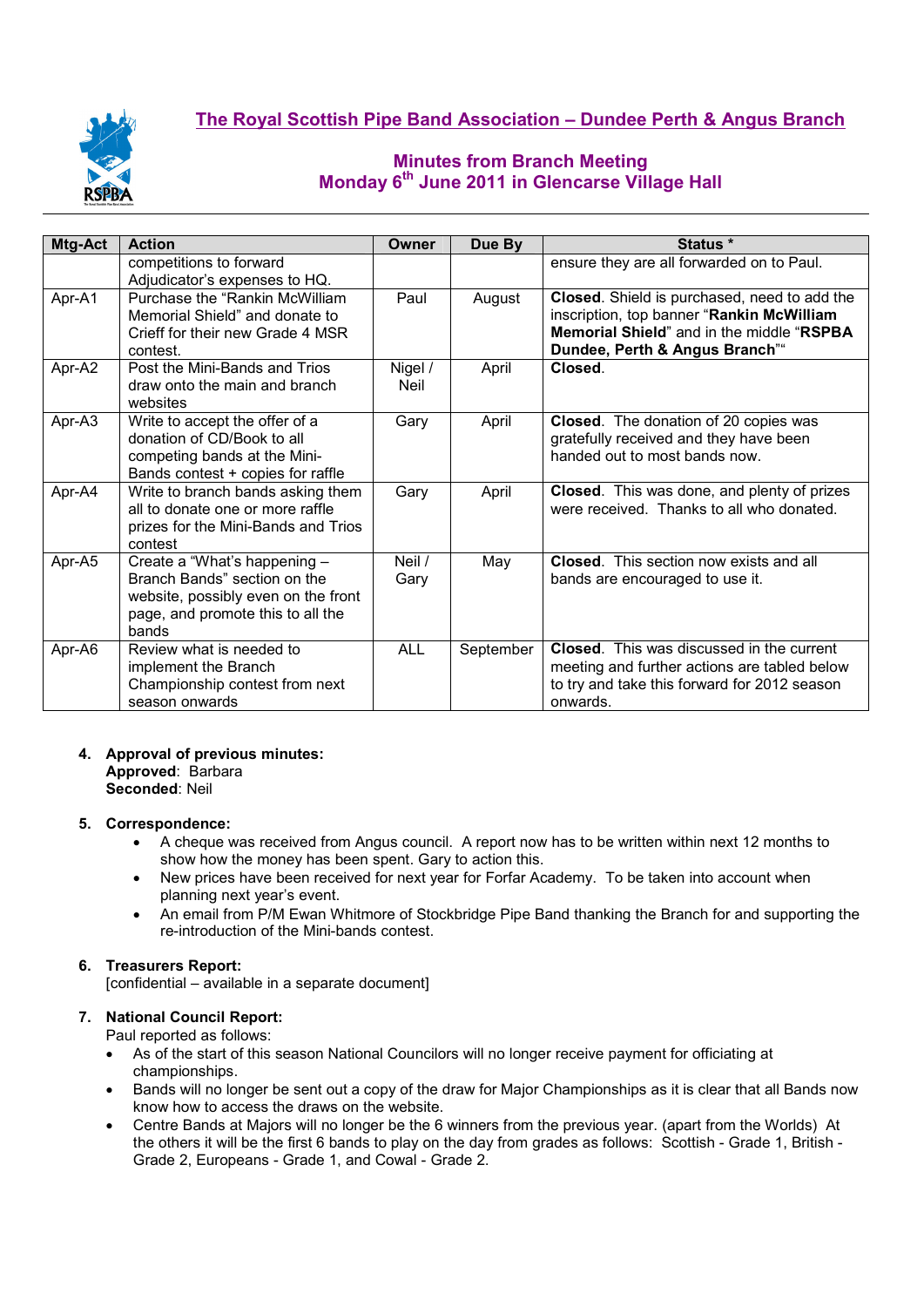# The Royal Scottish Pipe Band Association – Dundee Perth & Angus Branch

## Minutes from Branch Meeting
## Monday 6th June 2011 in Glencarse Village Hall

| Mtg-Act | Action | Owner | Due By | Status * |
|---|---|---|---|---|
| | competitions to forward Adjudicator's expenses to HQ. | | | ensure they are all forwarded on to Paul. |
| Apr-A1 | Purchase the "Rankin McWilliam Memorial Shield" and donate to Crieff for their new Grade 4 MSR contest. | Paul | August | **Closed**. Shield is purchased, need to add the inscription, top banner "**Rankin McWilliam Memorial Shield**" and in the middle "**RSPBA Dundee, Perth & Angus Branch**"" |
| Apr-A2 | Post the Mini-Bands and Trios draw onto the main and branch websites | Nigel / Neil | April | **Closed**. |
| Apr-A3 | Write to accept the offer of a donation of CD/Book to all competing bands at the Mini-Bands contest + copies for raffle | Gary | April | **Closed**. The donation of 20 copies was gratefully received and they have been handed out to most bands now. |
| Apr-A4 | Write to branch bands asking them all to donate one or more raffle prizes for the Mini-Bands and Trios contest | Gary | April | **Closed**. This was done, and plenty of prizes were received. Thanks to all who donated. |
| Apr-A5 | Create a "What's happening – Branch Bands" section on the website, possibly even on the front page, and promote this to all the bands | Neil / Gary | May | **Closed**. This section now exists and all bands are encouraged to use it. |
| Apr-A6 | Review what is needed to implement the Branch Championship contest from next season onwards | ALL | September | **Closed**. This was discussed in the current meeting and further actions are tabled below to try and take this forward for 2012 season onwards. |

4. **Approval of previous minutes:**
   **Approved**: Barbara
   **Seconded**: Neil

5. **Correspondence:**
   - A cheque was received from Angus council. A report now has to be written within next 12 months to show how the money has been spent. Gary to action this.
   - New prices have been received for next year for Forfar Academy. To be taken into account when planning next year's event.
   - An email from P/M Ewan Whitmore of Stockbridge Pipe Band thanking the Branch for and supporting the re-introduction of the Mini-bands contest.

6. **Treasurers Report:**
   [confidential – available in a separate document]

7. **National Council Report:**
   Paul reported as follows:
   - As of the start of this season National Councilors will no longer receive payment for officiating at championships.
   - Bands will no longer be sent out a copy of the draw for Major Championships as it is clear that all Bands now know how to access the draws on the website.
   - Centre Bands at Majors will no longer be the 6 winners from the previous year. (apart from the Worlds) At the others it will be the first 6 bands to play on the day from grades as follows: Scottish - Grade 1, British - Grade 2, Europeans - Grade 1, and Cowal - Grade 2.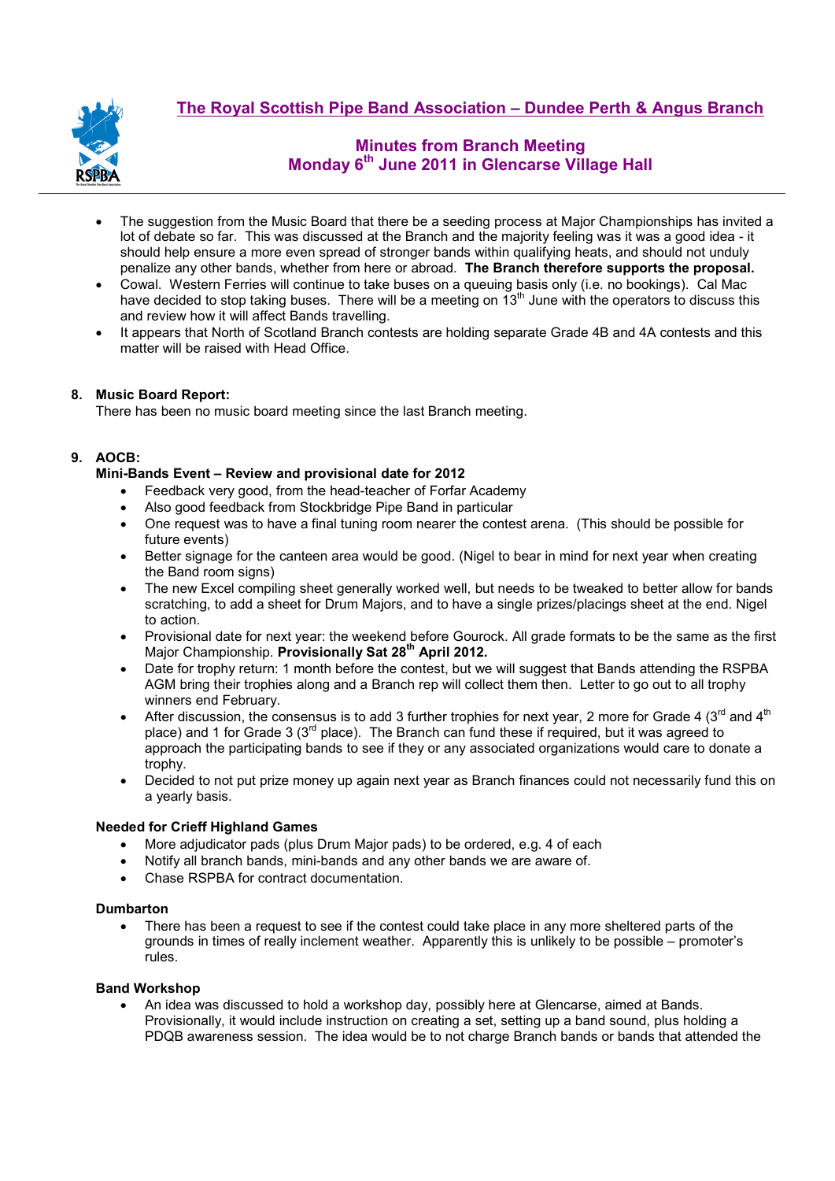# The Royal Scottish Pipe Band Association – Dundee Perth & Angus Branch

## Minutes from Branch Meeting
## Monday 6th June 2011 in Glencarse Village Hall

- The suggestion from the Music Board that there be a seeding process at Major Championships has invited a lot of debate so far. This was discussed at the Branch and the majority feeling was it was a good idea - it should help ensure a more even spread of stronger bands within qualifying heats, and should not unduly penalize any other bands, whether from here or abroad. **The Branch therefore supports the proposal.**
- Cowal. Western Ferries will continue to take buses on a queuing basis only (i.e. no bookings). Cal Mac have decided to stop taking buses. There will be a meeting on 13th June with the operators to discuss this and review how it will affect Bands travelling.
- It appears that North of Scotland Branch contests are holding separate Grade 4B and 4A contests and this matter will be raised with Head Office.

**8. Music Board Report:**

There has been no music board meeting since the last Branch meeting.

**9. AOCB:**

**Mini-Bands Event – Review and provisional date for 2012**

- Feedback very good, from the head-teacher of Forfar Academy
- Also good feedback from Stockbridge Pipe Band in particular
- One request was to have a final tuning room nearer the contest arena. (This should be possible for future events)
- Better signage for the canteen area would be good. (Nigel to bear in mind for next year when creating the Band room signs)
- The new Excel compiling sheet generally worked well, but needs to be tweaked to better allow for bands scratching, to add a sheet for Drum Majors, and to have a single prizes/placings sheet at the end. Nigel to action.
- Provisional date for next year: the weekend before Gourock. All grade formats to be the same as the first Major Championship. **Provisionally Sat 28th April 2012.**
- Date for trophy return: 1 month before the contest, but we will suggest that Bands attending the RSPBA AGM bring their trophies along and a Branch rep will collect them then. Letter to go out to all trophy winners end February.
- After discussion, the consensus is to add 3 further trophies for next year, 2 more for Grade 4 (3rd and 4th place) and 1 for Grade 3 (3rd place). The Branch can fund these if required, but it was agreed to approach the participating bands to see if they or any associated organizations would care to donate a trophy.
- Decided to not put prize money up again next year as Branch finances could not necessarily fund this on a yearly basis.

**Needed for Crieff Highland Games**

- More adjudicator pads (plus Drum Major pads) to be ordered, e.g. 4 of each
- Notify all branch bands, mini-bands and any other bands we are aware of.
- Chase RSPBA for contract documentation.

**Dumbarton**

- There has been a request to see if the contest could take place in any more sheltered parts of the grounds in times of really inclement weather. Apparently this is unlikely to be possible – promoter's rules.

**Band Workshop**

- An idea was discussed to hold a workshop day, possibly here at Glencarse, aimed at Bands. Provisionally, it would include instruction on creating a set, setting up a band sound, plus holding a PDQB awareness session. The idea would be to not charge Branch bands or bands that attended the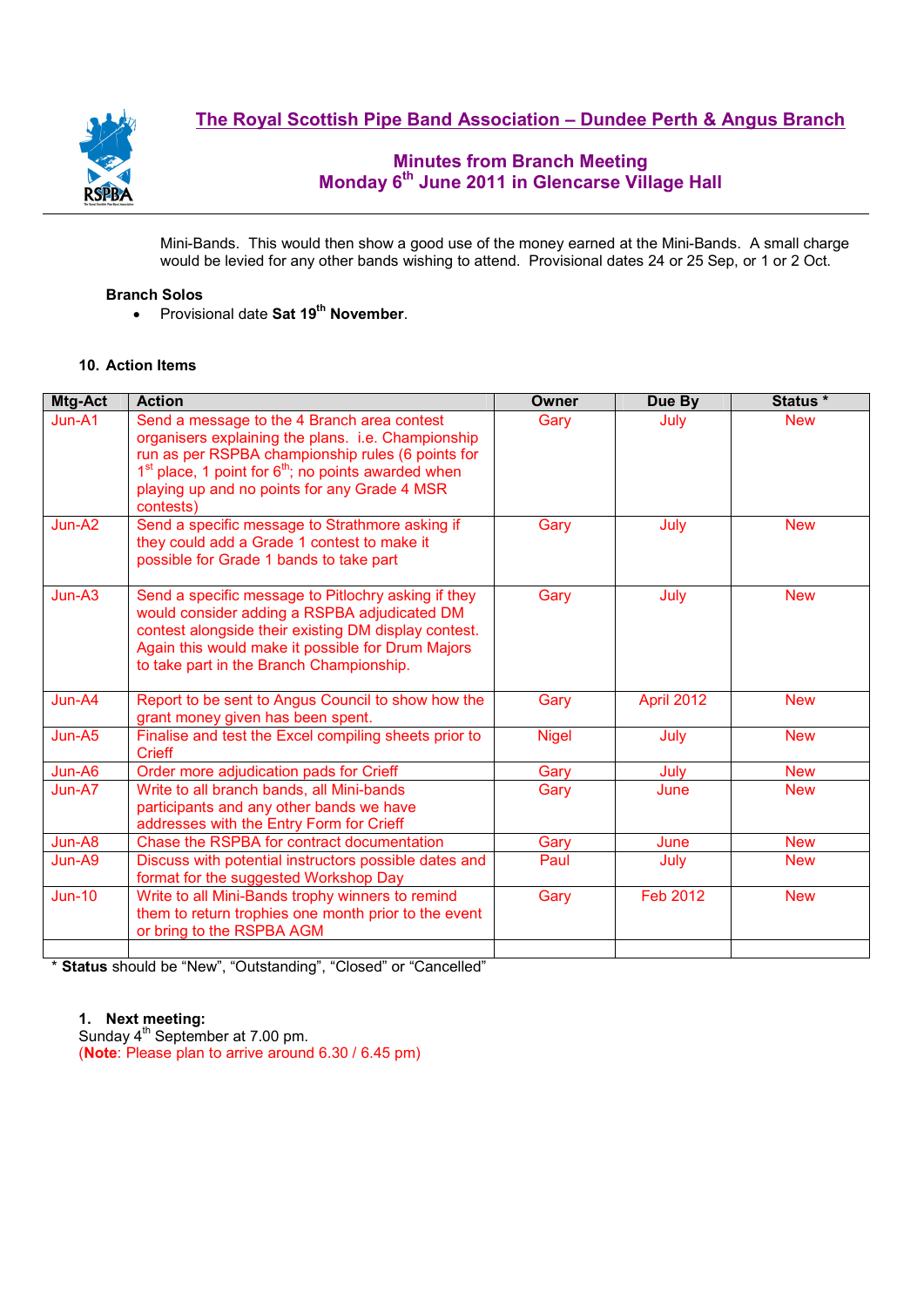Mini-Bands. This would then show a good use of the money earned at the Mini-Bands. A small charge would be levied for any other bands wishing to attend. Provisional dates 24 or 25 Sep, or 1 or 2 Oct.

**Branch Solos**

- Provisional date **Sat 19th November**.

### 10. Action Items

| Mtg-Act | Action | Owner | Due By | Status * |
|---|---|---|---|---|
| Jun-A1 | Send a message to the 4 Branch area contest organisers explaining the plans. i.e. Championship run as per RSPBA championship rules (6 points for 1st place, 1 point for 6th; no points awarded when playing up and no points for any Grade 4 MSR contests) | Gary | July | New |
| Jun-A2 | Send a specific message to Strathmore asking if they could add a Grade 1 contest to make it possible for Grade 1 bands to take part | Gary | July | New |
| Jun-A3 | Send a specific message to Pitlochry asking if they would consider adding a RSPBA adjudicated DM contest alongside their existing DM display contest. Again this would make it possible for Drum Majors to take part in the Branch Championship. | Gary | July | New |
| Jun-A4 | Report to be sent to Angus Council to show how the grant money given has been spent. | Gary | April 2012 | New |
| Jun-A5 | Finalise and test the Excel compiling sheets prior to Crieff | Nigel | July | New |
| Jun-A6 | Order more adjudication pads for Crieff | Gary | July | New |
| Jun-A7 | Write to all branch bands, all Mini-bands participants and any other bands we have addresses with the Entry Form for Crieff | Gary | June | New |
| Jun-A8 | Chase the RSPBA for contract documentation | Gary | June | New |
| Jun-A9 | Discuss with potential instructors possible dates and format for the suggested Workshop Day | Paul | July | New |
| Jun-10 | Write to all Mini-Bands trophy winners to remind them to return trophies one month prior to the event or bring to the RSPBA AGM | Gary | Feb 2012 | New |
| | | | | |

\* **Status** should be “New”, “Outstanding”, “Closed” or “Cancelled”

### 1. Next meeting:

Sunday 4th September at 7.00 pm.
(**Note**: Please plan to arrive around 6.30 / 6.45 pm)